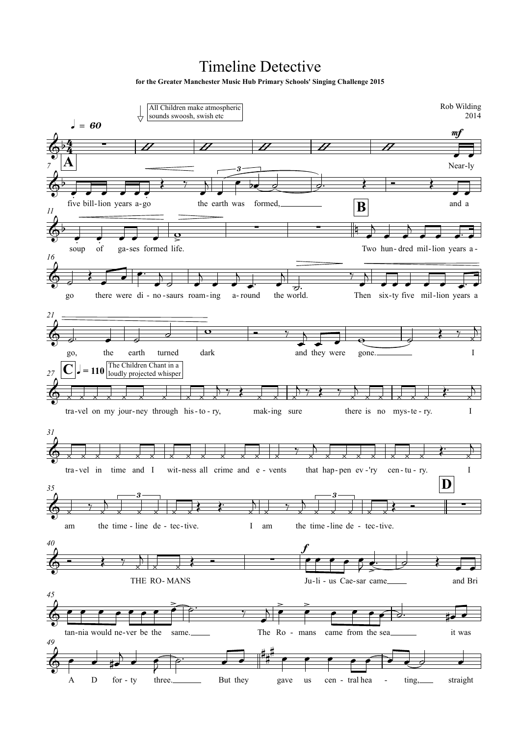# Timeline Detective

**for the Greater Manchester Music Hub Primary Schools' Singing Challenge 2015**

Rob Wilding
2014

♩ = 60

All Children make atmospheric sounds swoosh, swish etc

**A**

Nearly five billion years ago the earth was formed, and a soup of gases formed life.

**B**

Two hundred million years ago there were dinosaurs roaming around the world. Then sixty five million years ago, the earth turned dark and they were gone. I

**C** ♩ = 110

The Children Chant in a loudly projected whisper

travel on my journey through history, making sure there is no mystery. I travel in time and I witness all crime and events that happen ev'ry century. I am the timeline detective. I am the timeline detective.

**D**

THE ROMANS

Julius Caesar came and Britannia would never be the same. The Romans came from the sea it was A D forty three. But they gave us central heating, straight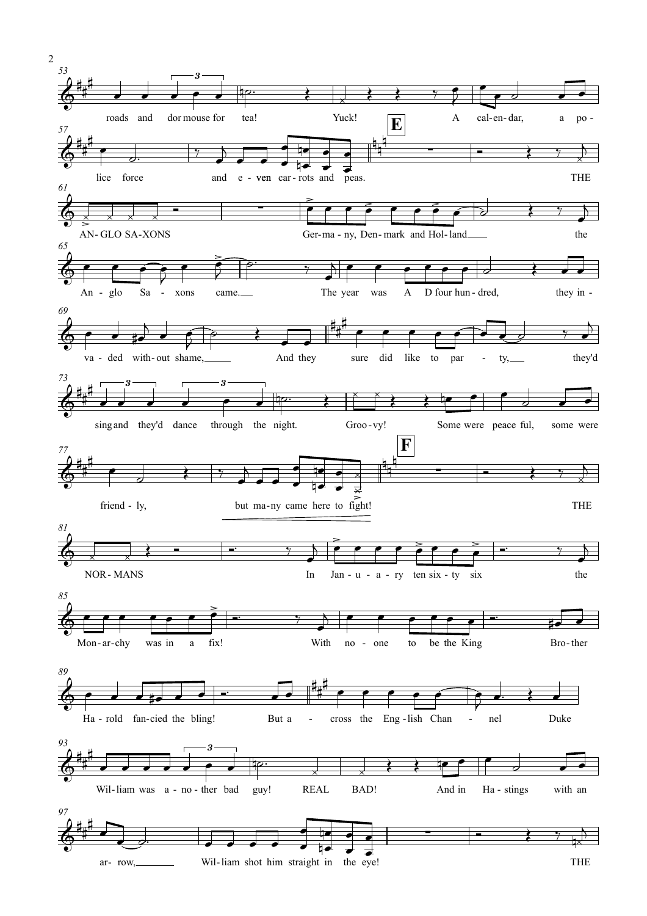roads and dormouse for tea! Yuck! A cal-en-dar, a po-lice force and e-ven car-rots and peas.

**E**

THE AN-GLO SA-XONS Ger-ma-ny, Den-mark and Hol-land the An-glo Sa-xons came. The year was A D four hun-dred, they in-va-ded with-out shame, And they sure did like to par-ty, they'd sing and they'd dance through the night. Groo-vy! Some were peace ful, some were friend-ly, but ma-ny came here to fight!

**F**

THE NOR-MANS In Jan-u-a-ry ten six-ty six the Mon-ar-chy was in a fix! With no-one to be the King Bro-ther Ha-rold fan-cied the bling! But a-cross the Eng-lish Chan-nel Duke Wil-liam was a-no-ther bad guy! REAL BAD! And in Ha-stings with an ar-row, Wil-liam shot him straight in the eye! THE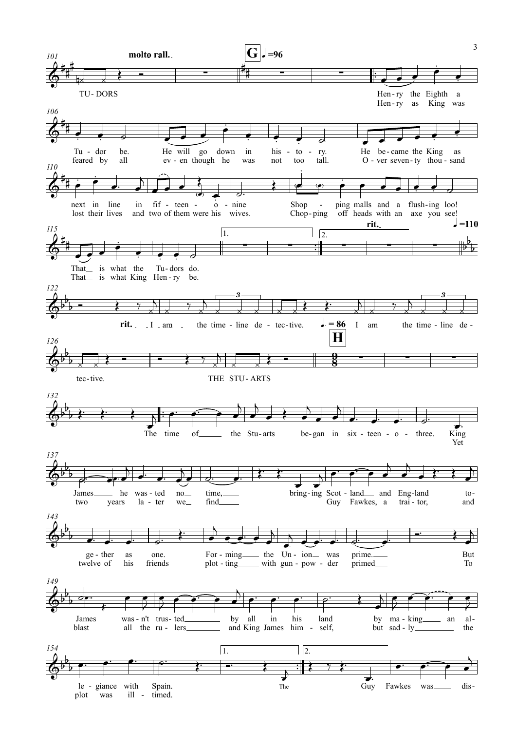**molto rall.**

**G** ♩ = 96

TU-DORS

Hen-ry the Eighth a Tu-dor be. He will go down in his-to-ry. He be-came the King as next in line in fif-teen-o-nine Shop-ping malls and a flush-ing loo! That is what the Tu-dors do.

Hen-ry as King was feared by all ev-en though he was not too tall. O-ver seven-ty thou-sand lost their lives and two of them were his wives. Chop-ping off heads with an axe you see! That is what King Hen-ry be.

1. 2.

**rit.** ♩ = 110

**rit.** I am the time-line de-tec-tive. ♩. = 86 I am the time-line de-tec-tive.

**H**

THE STU-ARTS

The time of the Stu-arts be-gan in six-teen-o-three. King James he was-ted no time, bring-ing Scot-land and Eng-land to-ge-ther as one. For-ming the Un-ion was prime. But James was-n't trus-ted by all in his land by ma-king an al-le-giance with Spain.

Yet two years la-ter we find Guy Fawkes, a trai-tor, and twelve of his friends plot-ting with gun-pow-der primed To blast all the ru-lers and King James him-self, but sad-ly the plot was ill-timed.

1. The 2.

Guy Fawkes was dis-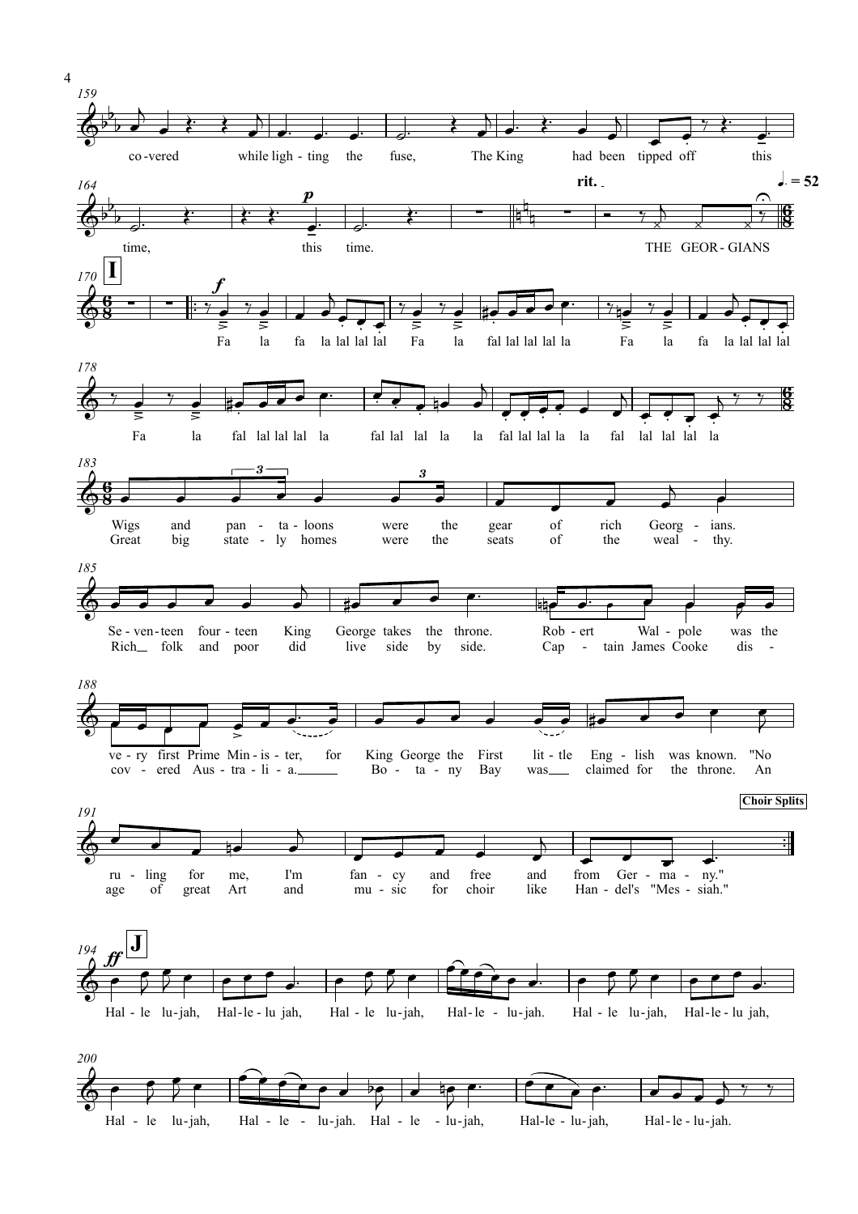159

co-vered while ligh-ting the fuse, The King had been tipped off this

164

*p*

**rit.** ♩. = 52

time, this time. THE GEOR-GIANS

170 **I**

*f*

Fa la fa la lal lal lal Fa la fal lal lal lal la Fa la fa la lal lal lal

178

Fa la fal lal lal lal la fal lal lal la la fal lal lal la la fal lal lal lal la

183

Wigs and pan - ta - loons were the gear of rich Georg - ians.
Great big state - ly homes were the seats of the weal - thy.

185

Se - ven-teen four - teen King George takes the throne. Rob - ert Wal - pole was the
Rich\_ folk and poor did live side by side. Cap - tain James Cooke dis -

188

ve - ry first Prime Min - is - ter, for King George the First lit - tle Eng - lish was known. "No
cov - ered Aus - tra - li - a.\_\_\_ Bo - ta - ny Bay was\_\_ claimed for the throne. An

191

**Choir Splits**

ru - ling for me, I'm fan - cy and free and from Ger - ma - ny."
age of great Art and mu - sic for choir like Han - del's "Mes - siah."

194 **J**

*ff*

Hal - le lu-jah, Hal-le-lu jah, Hal - le lu-jah, Hal-le - lu-jah. Hal - le lu-jah, Hal-le-lu jah,

200

Hal - le lu-jah, Hal - le - lu-jah. Hal - le - lu-jah, Hal-le-lu-jah, Hal-le-lu-jah.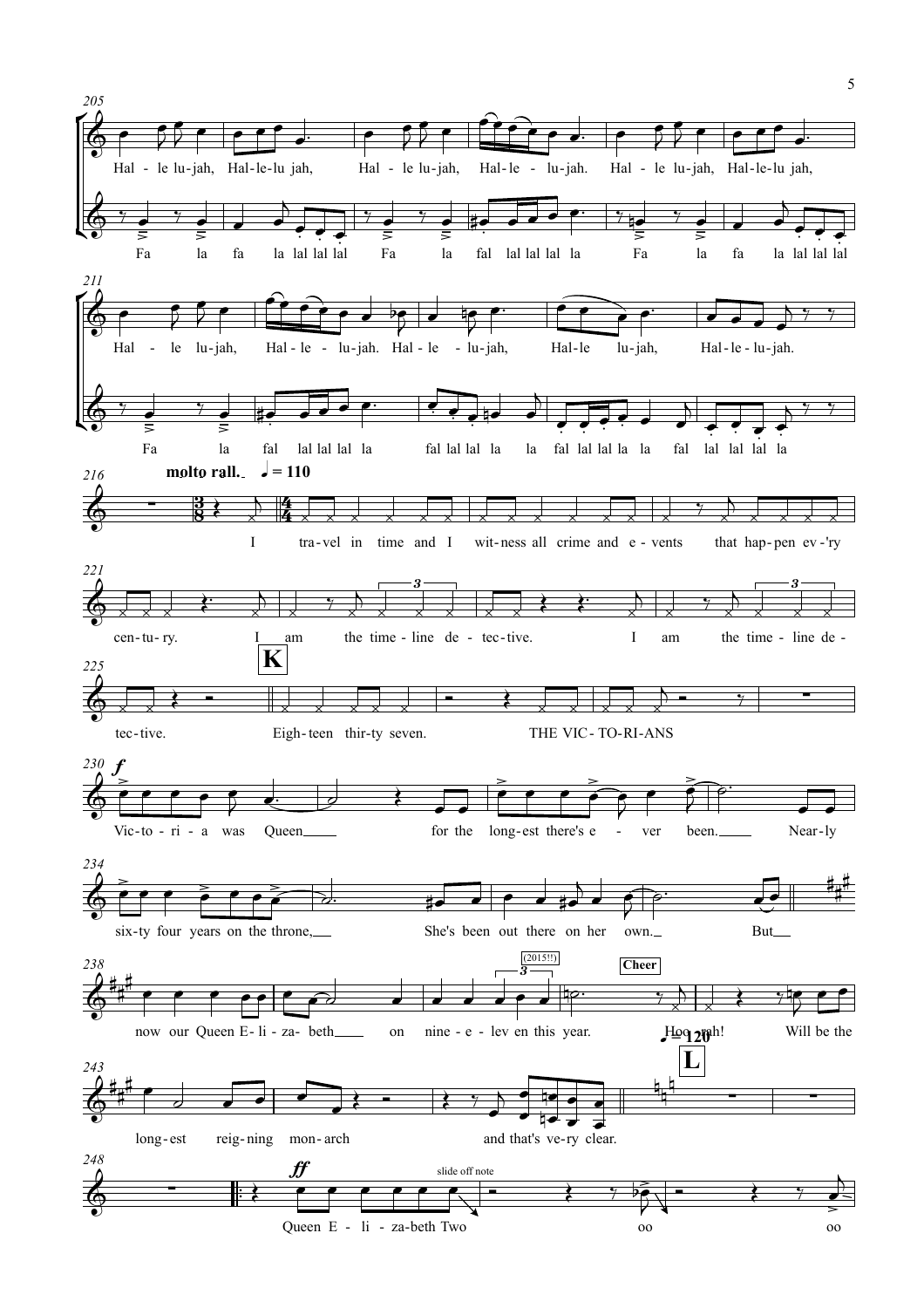205

Hal - le lu-jah, Hal-le-lu jah, Hal - le lu-jah, Hal-le - lu-jah. Hal - le lu-jah, Hal-le-lu jah,

Fa la fa la lal lal lal Fa la fal lal lal lal la Fa la fa la lal lal lal

211

Hal - le lu-jah, Hal - le - lu-jah. Hal - le - lu-jah, Hal-le lu-jah, Hal - le - lu-jah.

Fa la fal lal lal lal la fal lal lal la la fal lal lal la la fal lal lal lal la

216 **molto rall.** ♩ = 110

I tra-vel in time and I wit-ness all crime and e - vents that hap-pen ev -'ry

221

cen-tu- ry. I am the time - line de - tec-tive. I am the time - line de -

225 **K**

tec-tive. Eigh-teen thir-ty seven. THE VIC- TO-RI-ANS

230 ***f***

Vic-to - ri - a was Queen for the long-est there's e - ver been. Near-ly

234

six-ty four years on the throne, She's been out there on her own. But

238

now our Queen E- li - za- beth on nine - e - lev en this year. Hoo - rah! Will be the

(2015!!) **Cheer**

243 ♩ = 120 **L**

long-est reig-ning mon- arch and that's ve-ry clear.

248 ***ff***

Queen E - li - za-beth Two oo oo

slide off note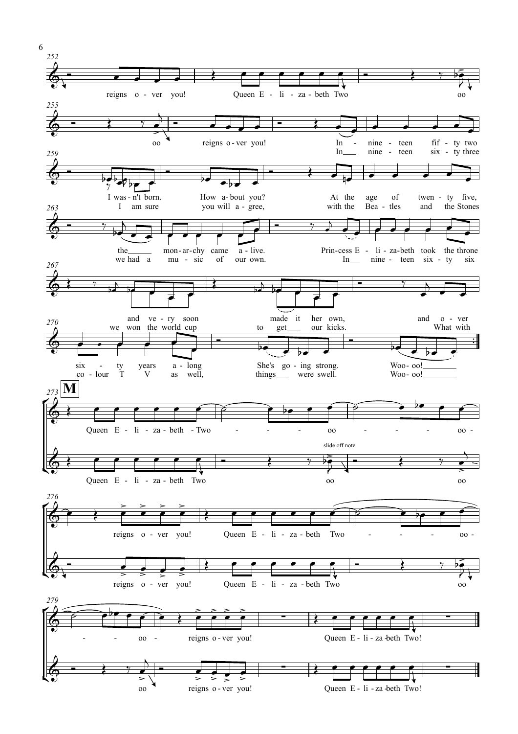reigns o - ver you! Queen E - li - za - beth Two oo

oo reigns o - ver you! In - nine - teen fif - ty two

In nine - teen six - ty three

I was - n't born. How a - bout you? At the age of twen - ty five,

I am sure you will a - gree, with the Bea - tles and the Stones

the mon - ar - chy came a - live. Prin - cess E - li - za - beth took the throne

we had a mu - sic of our own. In nine - teen six - ty six

and ve - ry soon made it her own, and o - ver

we won the world cup to get our kicks. What with

six - ty years a - long She's go - ing strong. Woo - oo!

co - lour T V as well, things were swell. Woo - oo!

**M**

Queen E - li - za - beth - Two - - - - oo - - - - oo -

slide off note

Queen E - li - za - beth Two oo oo

reigns o - ver you! Queen E - li - za - beth Two - - - - oo -

reigns o - ver you! Queen E - li - za - beth Two oo

- - oo - reigns o - ver you! Queen E - li - za - beth Two!

oo reigns o - ver you! Queen E - li - za - beth Two!